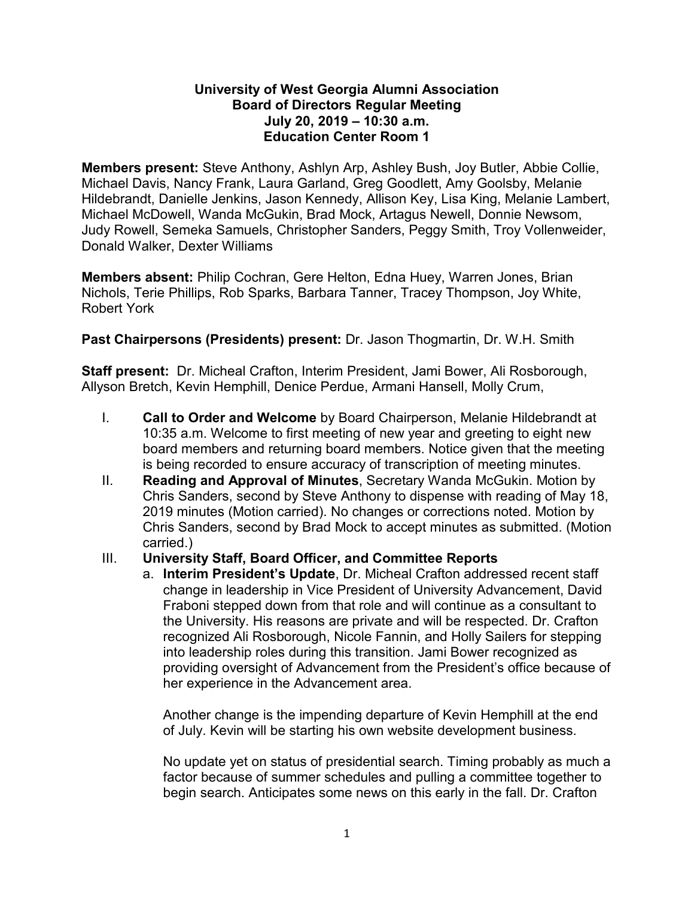**University of West Georgia Alumni Association**
**Board of Directors Regular Meeting**
**July 20, 2019 – 10:30 a.m.**
**Education Center Room 1**

**Members present:** Steve Anthony, Ashlyn Arp, Ashley Bush, Joy Butler, Abbie Collie, Michael Davis, Nancy Frank, Laura Garland, Greg Goodlett, Amy Goolsby, Melanie Hildebrandt, Danielle Jenkins, Jason Kennedy, Allison Key, Lisa King, Melanie Lambert, Michael McDowell, Wanda McGukin, Brad Mock, Artagus Newell, Donnie Newsom, Judy Rowell, Semeka Samuels, Christopher Sanders, Peggy Smith, Troy Vollenweider, Donald Walker, Dexter Williams

**Members absent:** Philip Cochran, Gere Helton, Edna Huey, Warren Jones, Brian Nichols, Terie Phillips, Rob Sparks, Barbara Tanner, Tracey Thompson, Joy White, Robert York

**Past Chairpersons (Presidents) present:** Dr. Jason Thogmartin, Dr. W.H. Smith

**Staff present:** Dr. Micheal Crafton, Interim President, Jami Bower, Ali Rosborough, Allyson Bretch, Kevin Hemphill, Denice Perdue, Armani Hansell, Molly Crum,

I. **Call to Order and Welcome** by Board Chairperson, Melanie Hildebrandt at 10:35 a.m. Welcome to first meeting of new year and greeting to eight new board members and returning board members. Notice given that the meeting is being recorded to ensure accuracy of transcription of meeting minutes.

II. **Reading and Approval of Minutes**, Secretary Wanda McGukin. Motion by Chris Sanders, second by Steve Anthony to dispense with reading of May 18, 2019 minutes (Motion carried). No changes or corrections noted. Motion by Chris Sanders, second by Brad Mock to accept minutes as submitted. (Motion carried.)

III. **University Staff, Board Officer, and Committee Reports**

   a. **Interim President's Update**, Dr. Micheal Crafton addressed recent staff change in leadership in Vice President of University Advancement, David Fraboni stepped down from that role and will continue as a consultant to the University. His reasons are private and will be respected. Dr. Crafton recognized Ali Rosborough, Nicole Fannin, and Holly Sailers for stepping into leadership roles during this transition. Jami Bower recognized as providing oversight of Advancement from the President's office because of her experience in the Advancement area.

   Another change is the impending departure of Kevin Hemphill at the end of July. Kevin will be starting his own website development business.

   No update yet on status of presidential search. Timing probably as much a factor because of summer schedules and pulling a committee together to begin search. Anticipates some news on this early in the fall. Dr. Crafton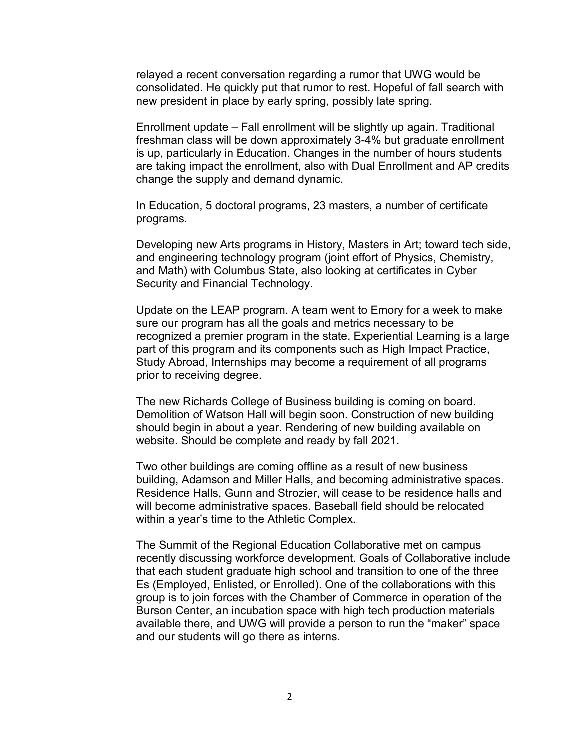relayed a recent conversation regarding a rumor that UWG would be consolidated. He quickly put that rumor to rest. Hopeful of fall search with new president in place by early spring, possibly late spring.

Enrollment update – Fall enrollment will be slightly up again. Traditional freshman class will be down approximately 3-4% but graduate enrollment is up, particularly in Education. Changes in the number of hours students are taking impact the enrollment, also with Dual Enrollment and AP credits change the supply and demand dynamic.

In Education, 5 doctoral programs, 23 masters, a number of certificate programs.

Developing new Arts programs in History, Masters in Art; toward tech side, and engineering technology program (joint effort of Physics, Chemistry, and Math) with Columbus State, also looking at certificates in Cyber Security and Financial Technology.

Update on the LEAP program. A team went to Emory for a week to make sure our program has all the goals and metrics necessary to be recognized a premier program in the state. Experiential Learning is a large part of this program and its components such as High Impact Practice, Study Abroad, Internships may become a requirement of all programs prior to receiving degree.

The new Richards College of Business building is coming on board. Demolition of Watson Hall will begin soon. Construction of new building should begin in about a year. Rendering of new building available on website. Should be complete and ready by fall 2021.

Two other buildings are coming offline as a result of new business building, Adamson and Miller Halls, and becoming administrative spaces. Residence Halls, Gunn and Strozier, will cease to be residence halls and will become administrative spaces. Baseball field should be relocated within a year's time to the Athletic Complex.

The Summit of the Regional Education Collaborative met on campus recently discussing workforce development. Goals of Collaborative include that each student graduate high school and transition to one of the three Es (Employed, Enlisted, or Enrolled). One of the collaborations with this group is to join forces with the Chamber of Commerce in operation of the Burson Center, an incubation space with high tech production materials available there, and UWG will provide a person to run the "maker" space and our students will go there as interns.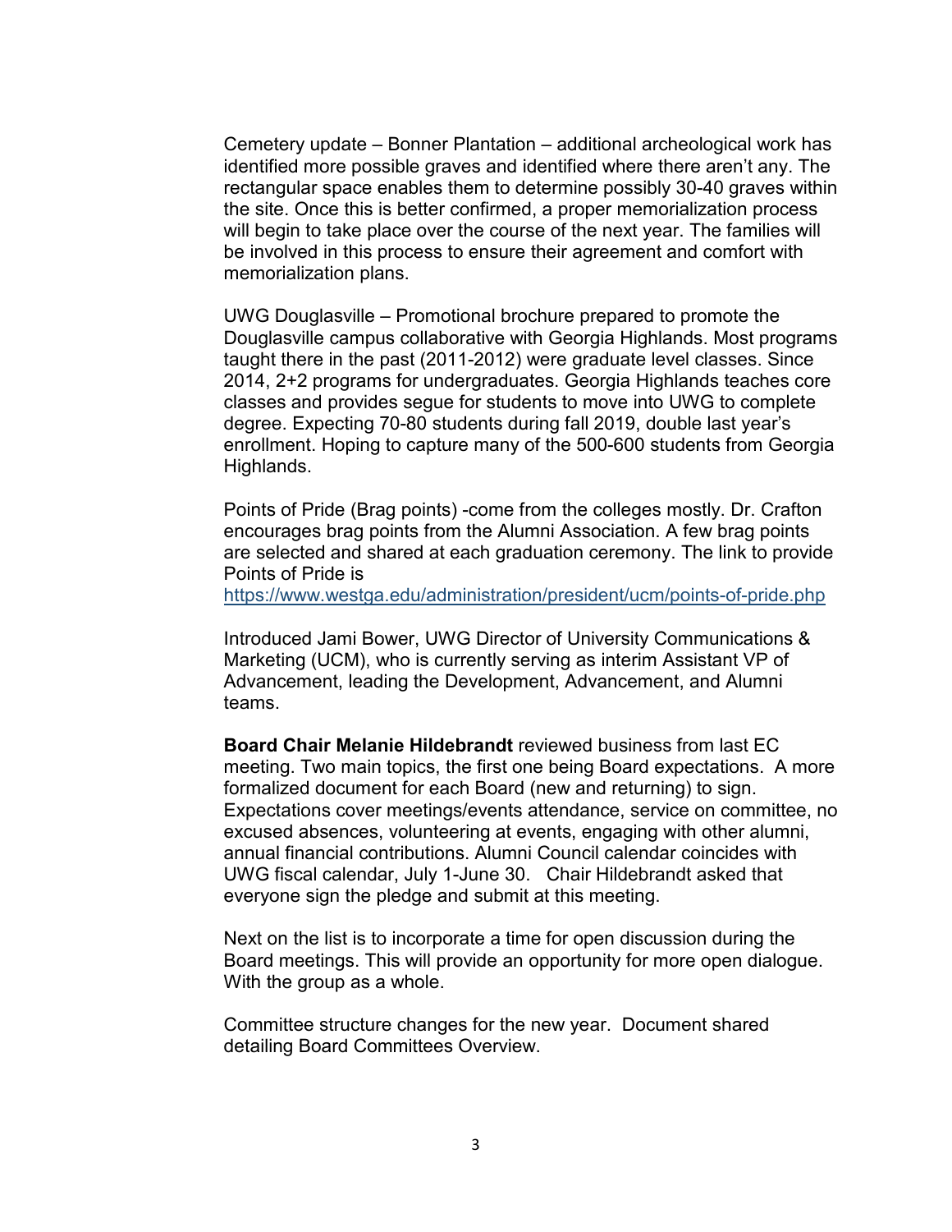Cemetery update – Bonner Plantation – additional archeological work has identified more possible graves and identified where there aren't any. The rectangular space enables them to determine possibly 30-40 graves within the site. Once this is better confirmed, a proper memorialization process will begin to take place over the course of the next year. The families will be involved in this process to ensure their agreement and comfort with memorialization plans.

UWG Douglasville – Promotional brochure prepared to promote the Douglasville campus collaborative with Georgia Highlands. Most programs taught there in the past (2011-2012) were graduate level classes. Since 2014, 2+2 programs for undergraduates. Georgia Highlands teaches core classes and provides segue for students to move into UWG to complete degree. Expecting 70-80 students during fall 2019, double last year's enrollment. Hoping to capture many of the 500-600 students from Georgia Highlands.

Points of Pride (Brag points) -come from the colleges mostly. Dr. Crafton encourages brag points from the Alumni Association. A few brag points are selected and shared at each graduation ceremony. The link to provide Points of Pride is
https://www.westga.edu/administration/president/ucm/points-of-pride.php

Introduced Jami Bower, UWG Director of University Communications & Marketing (UCM), who is currently serving as interim Assistant VP of Advancement, leading the Development, Advancement, and Alumni teams.

**Board Chair Melanie Hildebrandt** reviewed business from last EC meeting. Two main topics, the first one being Board expectations. A more formalized document for each Board (new and returning) to sign. Expectations cover meetings/events attendance, service on committee, no excused absences, volunteering at events, engaging with other alumni, annual financial contributions. Alumni Council calendar coincides with UWG fiscal calendar, July 1-June 30. Chair Hildebrandt asked that everyone sign the pledge and submit at this meeting.

Next on the list is to incorporate a time for open discussion during the Board meetings. This will provide an opportunity for more open dialogue. With the group as a whole.

Committee structure changes for the new year. Document shared detailing Board Committees Overview.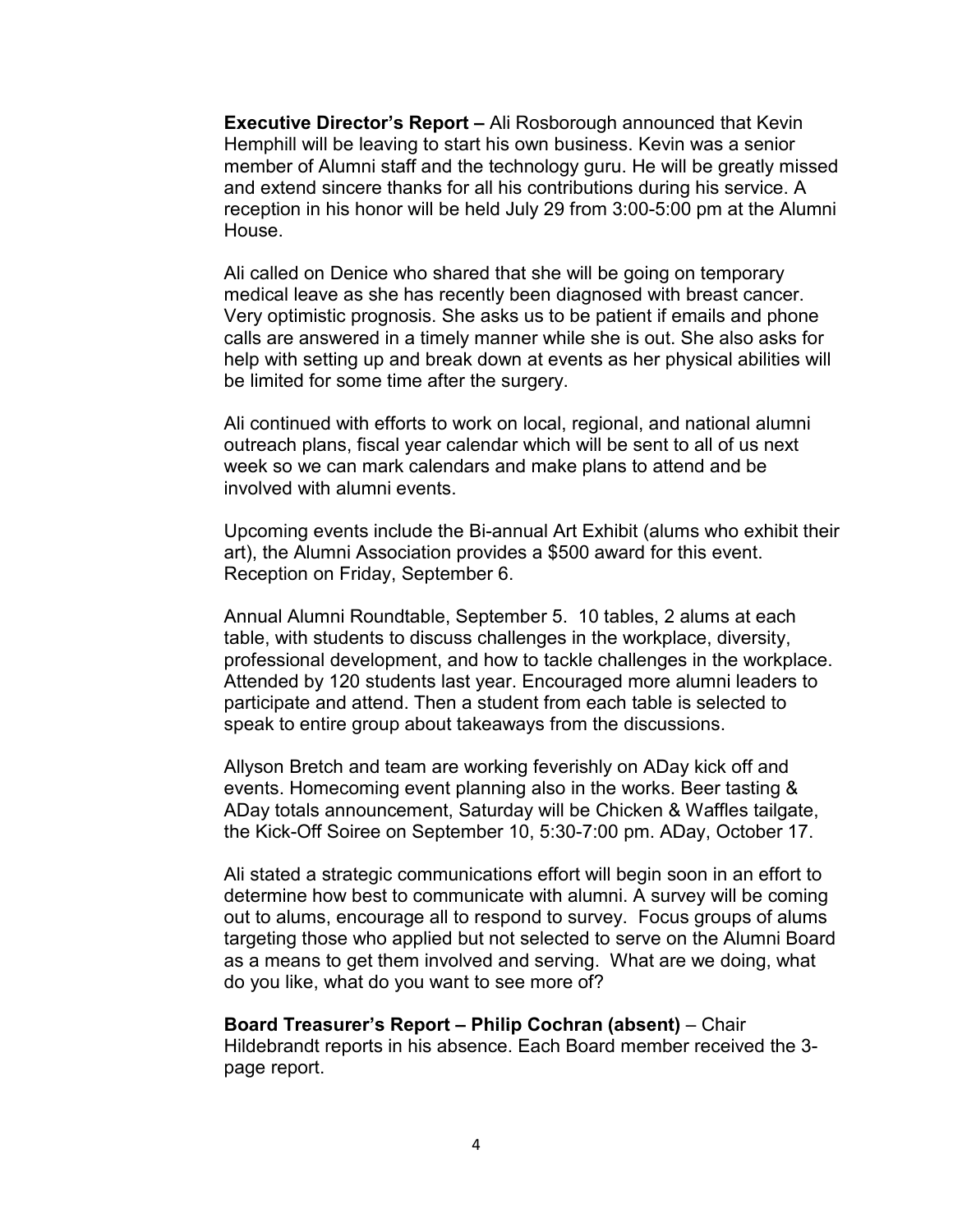**Executive Director's Report –** Ali Rosborough announced that Kevin Hemphill will be leaving to start his own business. Kevin was a senior member of Alumni staff and the technology guru. He will be greatly missed and extend sincere thanks for all his contributions during his service. A reception in his honor will be held July 29 from 3:00-5:00 pm at the Alumni House.

Ali called on Denice who shared that she will be going on temporary medical leave as she has recently been diagnosed with breast cancer. Very optimistic prognosis. She asks us to be patient if emails and phone calls are answered in a timely manner while she is out. She also asks for help with setting up and break down at events as her physical abilities will be limited for some time after the surgery.

Ali continued with efforts to work on local, regional, and national alumni outreach plans, fiscal year calendar which will be sent to all of us next week so we can mark calendars and make plans to attend and be involved with alumni events.

Upcoming events include the Bi-annual Art Exhibit (alums who exhibit their art), the Alumni Association provides a $500 award for this event. Reception on Friday, September 6.

Annual Alumni Roundtable, September 5. 10 tables, 2 alums at each table, with students to discuss challenges in the workplace, diversity, professional development, and how to tackle challenges in the workplace. Attended by 120 students last year. Encouraged more alumni leaders to participate and attend. Then a student from each table is selected to speak to entire group about takeaways from the discussions.

Allyson Bretch and team are working feverishly on ADay kick off and events. Homecoming event planning also in the works. Beer tasting & ADay totals announcement, Saturday will be Chicken & Waffles tailgate, the Kick-Off Soiree on September 10, 5:30-7:00 pm. ADay, October 17.

Ali stated a strategic communications effort will begin soon in an effort to determine how best to communicate with alumni. A survey will be coming out to alums, encourage all to respond to survey. Focus groups of alums targeting those who applied but not selected to serve on the Alumni Board as a means to get them involved and serving. What are we doing, what do you like, what do you want to see more of?

**Board Treasurer's Report – Philip Cochran (absent)** – Chair Hildebrandt reports in his absence. Each Board member received the 3-page report.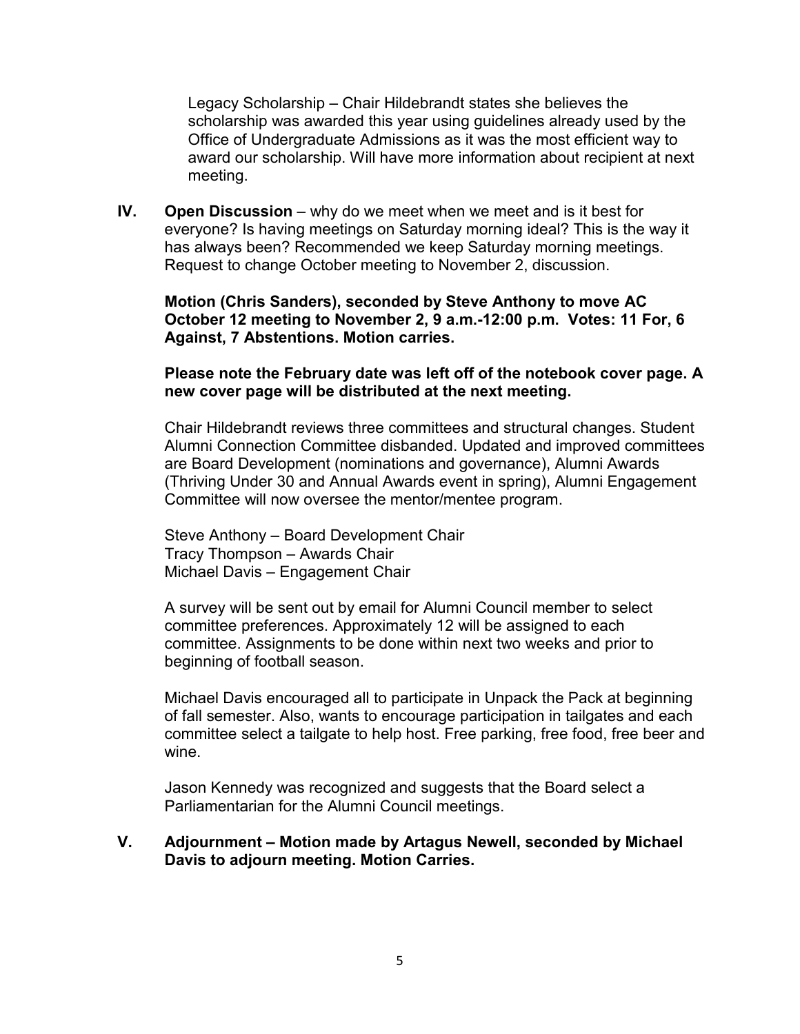Legacy Scholarship – Chair Hildebrandt states she believes the scholarship was awarded this year using guidelines already used by the Office of Undergraduate Admissions as it was the most efficient way to award our scholarship. Will have more information about recipient at next meeting.

**IV. Open Discussion** – why do we meet when we meet and is it best for everyone? Is having meetings on Saturday morning ideal? This is the way it has always been? Recommended we keep Saturday morning meetings. Request to change October meeting to November 2, discussion.

**Motion (Chris Sanders), seconded by Steve Anthony to move AC October 12 meeting to November 2, 9 a.m.-12:00 p.m. Votes: 11 For, 6 Against, 7 Abstentions. Motion carries.**

**Please note the February date was left off of the notebook cover page. A new cover page will be distributed at the next meeting.**

Chair Hildebrandt reviews three committees and structural changes. Student Alumni Connection Committee disbanded. Updated and improved committees are Board Development (nominations and governance), Alumni Awards (Thriving Under 30 and Annual Awards event in spring), Alumni Engagement Committee will now oversee the mentor/mentee program.

Steve Anthony – Board Development Chair
Tracy Thompson – Awards Chair
Michael Davis – Engagement Chair

A survey will be sent out by email for Alumni Council member to select committee preferences. Approximately 12 will be assigned to each committee. Assignments to be done within next two weeks and prior to beginning of football season.

Michael Davis encouraged all to participate in Unpack the Pack at beginning of fall semester. Also, wants to encourage participation in tailgates and each committee select a tailgate to help host. Free parking, free food, free beer and wine.

Jason Kennedy was recognized and suggests that the Board select a Parliamentarian for the Alumni Council meetings.

**V. Adjournment – Motion made by Artagus Newell, seconded by Michael Davis to adjourn meeting. Motion Carries.**